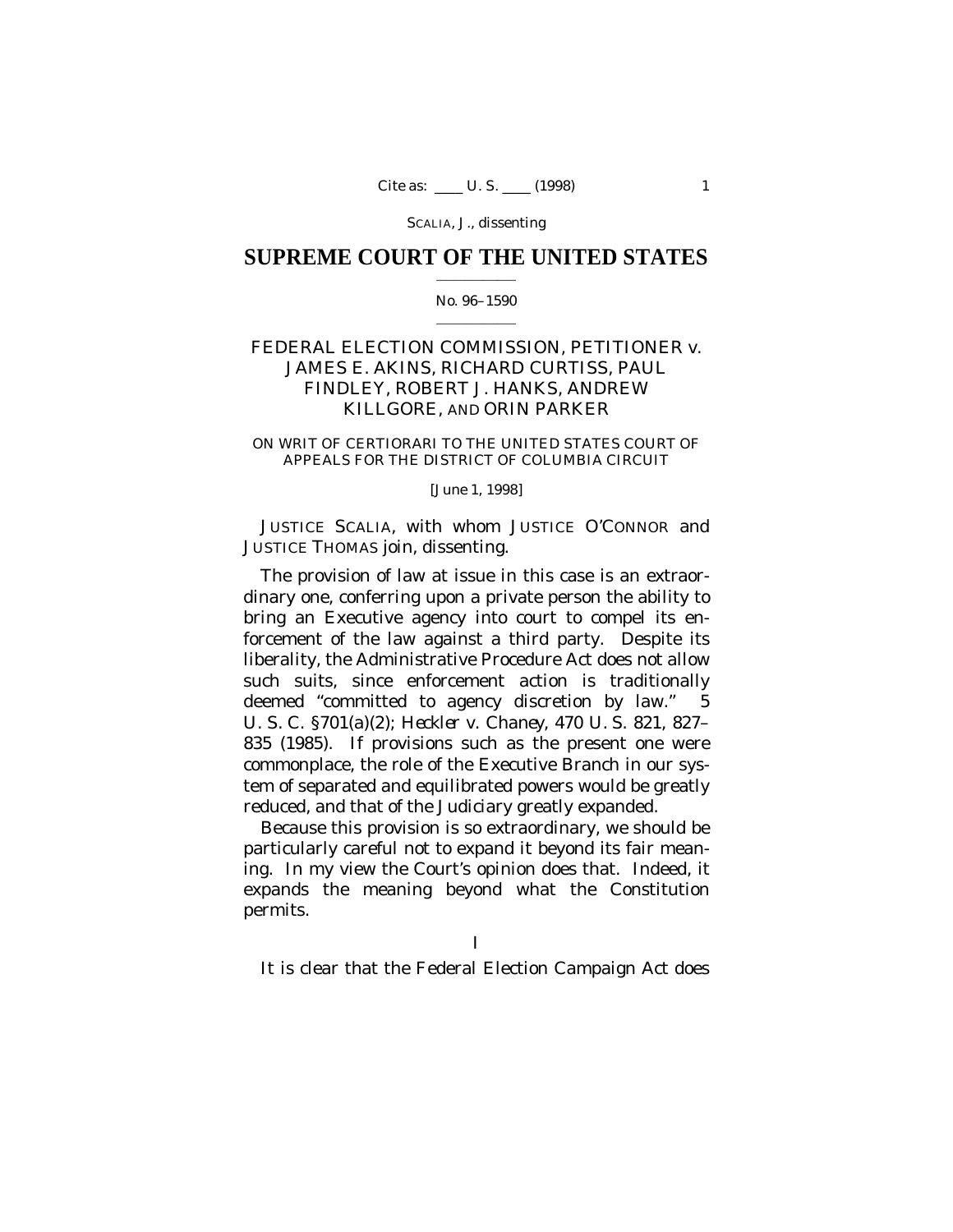# SUPREME COURT OF THE UNITED STATES

No. 96–1590

FEDERAL ELECTION COMMISSION, PETITIONER *v.* JAMES E. AKINS, RICHARD CURTISS, PAUL FINDLEY, ROBERT J. HANKS, ANDREW KILLGORE, AND ORIN PARKER

ON WRIT OF CERTIORARI TO THE UNITED STATES COURT OF APPEALS FOR THE DISTRICT OF COLUMBIA CIRCUIT

[June 1, 1998]

JUSTICE SCALIA, with whom JUSTICE O'CONNOR and JUSTICE THOMAS join, dissenting.

The provision of law at issue in this case is an extraordinary one, conferring upon a private person the ability to bring an Executive agency into court to compel its enforcement of the law against a third party. Despite its liberality, the Administrative Procedure Act does not allow such suits, since enforcement action is traditionally deemed "committed to agency discretion by law." 5 U. S. C. §701(a)(2); *Heckler* v. *Chaney*, 470 U. S. 821, 827–835 (1985). If provisions such as the present one were commonplace, the role of the Executive Branch in our system of separated and equilibrated powers would be greatly reduced, and that of the Judiciary greatly expanded.

Because this provision is so extraordinary, we should be particularly careful not to expand it beyond its fair meaning. In my view the Court's opinion does that. Indeed, it expands the meaning beyond what the Constitution permits.

I

It is clear that the Federal Election Campaign Act does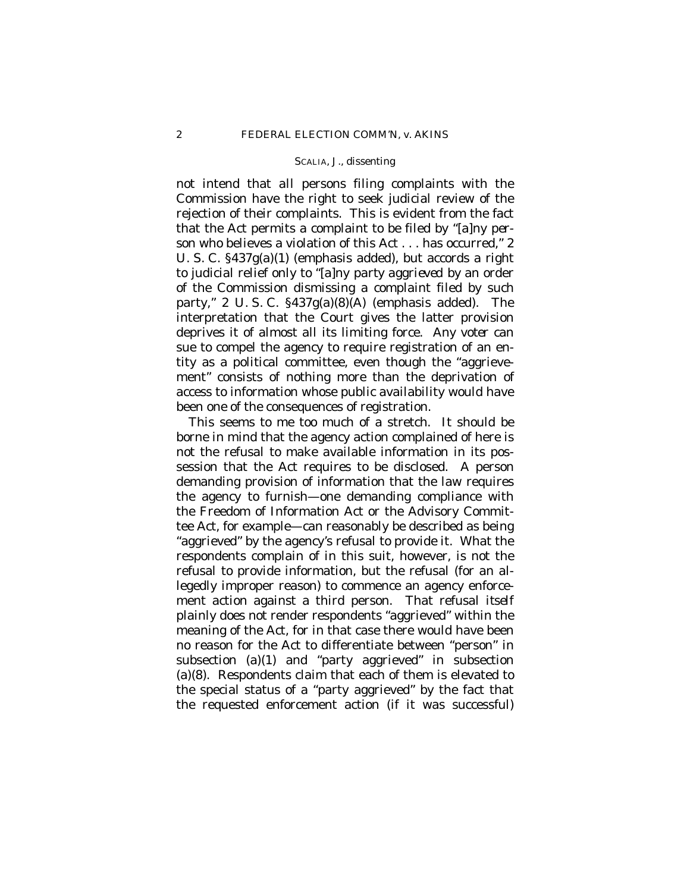not intend that all persons filing complaints with the Commission have the right to seek judicial review of the rejection of their complaints. This is evident from the fact that the Act permits a complaint to be filed by "[a]ny *person* who believes a violation of this Act . . . has occurred," 2 U. S. C. §437g(a)(1) (emphasis added), but accords a right to judicial relief only to "[a]ny *party aggrieved* by an order of the Commission dismissing a complaint filed by such party," 2 U. S. C. §437g(a)(8)(A) (emphasis added). The interpretation that the Court gives the latter provision deprives it of almost all its limiting force. Any voter can sue to compel the agency to require registration of an entity as a political committee, even though the "aggrievement" consists of nothing more than the deprivation of access to information whose public availability would have been one of the consequences of registration.

This seems to me too much of a stretch. It should be borne in mind that the agency action complained of here is not the refusal to make available information in its possession that the Act requires to be disclosed. A person demanding provision of information that the law requires the agency to furnish—one demanding compliance with the Freedom of Information Act or the Advisory Committee Act, for example—can reasonably be described as being "aggrieved" by the agency's refusal to provide it. What the respondents complain of in this suit, however, is not the refusal to provide information, but the refusal (for an allegedly improper reason) to commence an agency enforcement action against a third person. That refusal *itself* plainly does not render respondents "aggrieved" within the meaning of the Act, for in that case there would have been no reason for the Act to differentiate between "person" in subsection (a)(1) and "party aggrieved" in subsection (a)(8). Respondents claim that each of them is elevated to the special status of a "party aggrieved" by the fact that the requested enforcement action (if it was successful)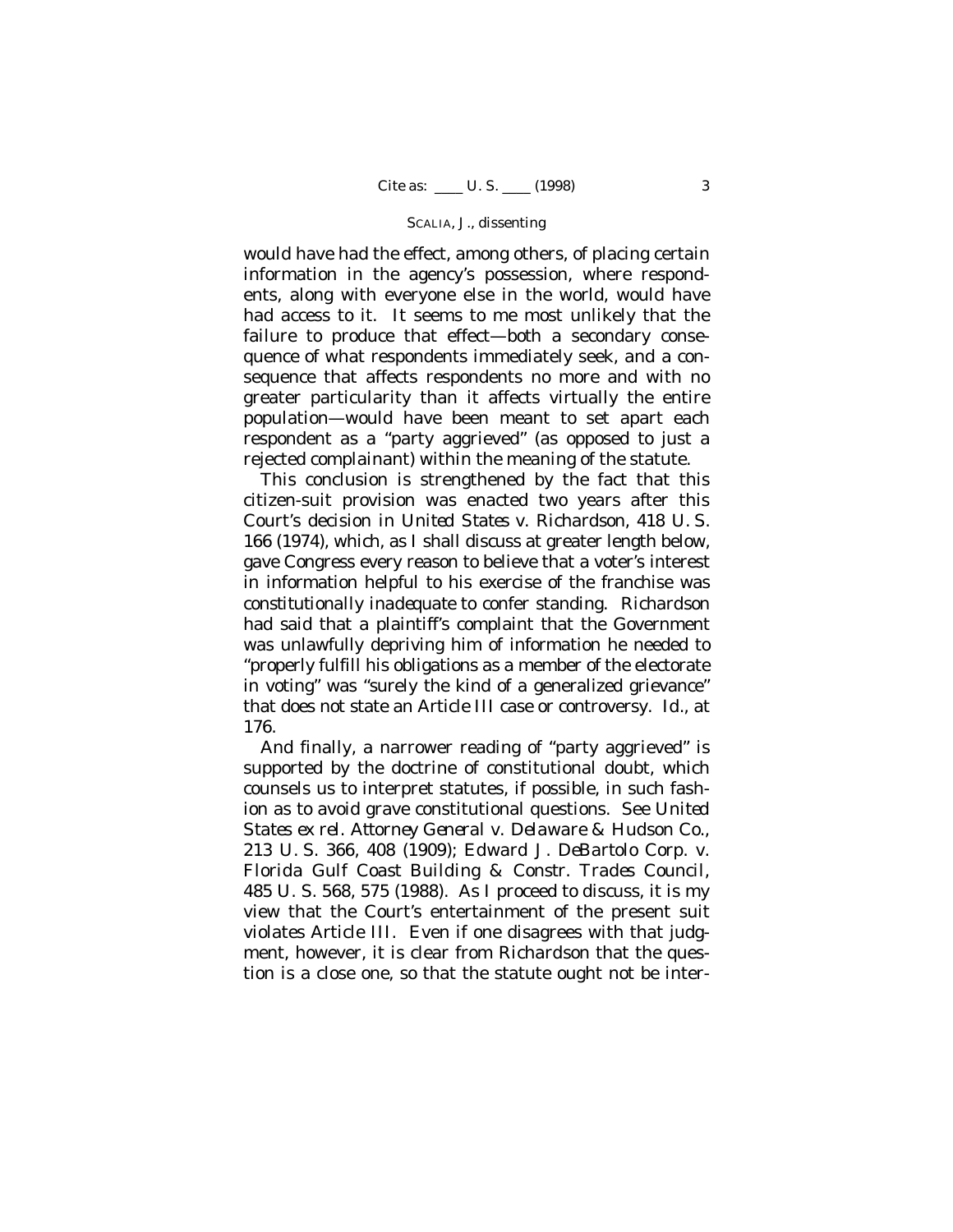would have had the effect, among others, of placing certain information in the agency's possession, where respondents, along with everyone else in the world, would have had access to it. It seems to me most unlikely that the failure to produce that effect—both a secondary consequence of what respondents immediately seek, and a consequence that affects respondents no more and with no greater particularity than it affects virtually the entire population—would have been meant to set apart each respondent as a "party aggrieved" (as opposed to just a rejected complainant) within the meaning of the statute.

This conclusion is strengthened by the fact that this citizen-suit provision was enacted two years after this Court's decision in *United States* v. *Richardson*, 418 U. S. 166 (1974), which, as I shall discuss at greater length below, gave Congress every reason to believe that a voter's interest in information helpful to his exercise of the franchise was constitutionally inadequate to confer standing. *Richardson* had said that a plaintiff's complaint that the Government was unlawfully depriving him of information he needed to "properly fulfill his obligations as a member of the electorate in voting" was "surely the kind of a generalized grievance" that does not state an Article III case or controversy. *Id.*, at 176.

And finally, a narrower reading of "party aggrieved" is supported by the doctrine of constitutional doubt, which counsels us to interpret statutes, if possible, in such fashion as to avoid grave constitutional questions. See *United States ex rel. Attorney General* v. *Delaware & Hudson Co.*, 213 U. S. 366, 408 (1909); *Edward J. DeBartolo Corp.* v. *Florida Gulf Coast Building & Constr. Trades Council*, 485 U. S. 568, 575 (1988). As I proceed to discuss, it is my view that the Court's entertainment of the present suit violates Article III. Even if one disagrees with that judgment, however, it is clear from *Richardson* that the question is a close one, so that the statute ought not be inter-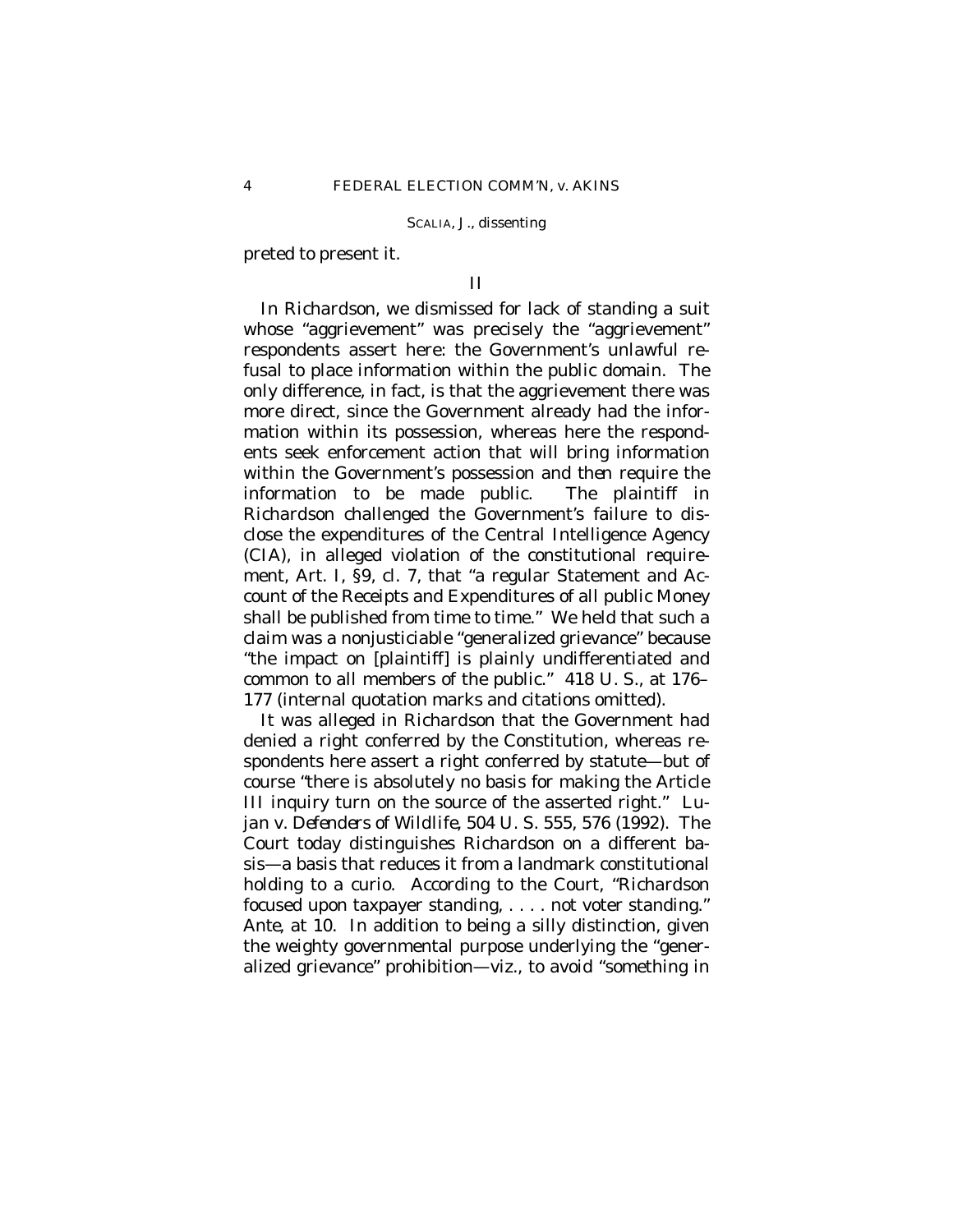preted to present it.

## II

In *Richardson*, we dismissed for lack of standing a suit whose "aggrievement" was precisely the "aggrievement" respondents assert here: the Government's unlawful refusal to place information within the public domain. The only difference, in fact, is that the aggrievement there was more direct, since the Government already had the information within its possession, whereas here the respondents seek enforcement action that will bring information within the Government's possession and *then* require the information to be made public. The plaintiff in *Richardson* challenged the Government's failure to disclose the expenditures of the Central Intelligence Agency (CIA), in alleged violation of the constitutional requirement, Art. I, §9, cl. 7, that "a regular Statement and Account of the Receipts and Expenditures of all public Money shall be published from time to time." We held that such a claim was a nonjusticiable "generalized grievance" because "the impact on [plaintiff] is plainly undifferentiated and common to all members of the public." 418 U. S., at 176–177 (internal quotation marks and citations omitted).

It was alleged in *Richardson* that the Government had denied a right conferred by the Constitution, whereas respondents here assert a right conferred by statute—but of course "there is absolutely no basis for making the Article III inquiry turn on the source of the asserted right." *Lujan* v. *Defenders of Wildlife*, 504 U. S. 555, 576 (1992). The Court today distinguishes *Richardson* on a different basis—a basis that reduces it from a landmark constitutional holding to a curio. According to the Court, "*Richardson* focused upon taxpayer standing, . . . . not voter standing." *Ante*, at 10. In addition to being a silly distinction, given the weighty governmental purpose underlying the "generalized grievance" prohibition—viz., to avoid "something in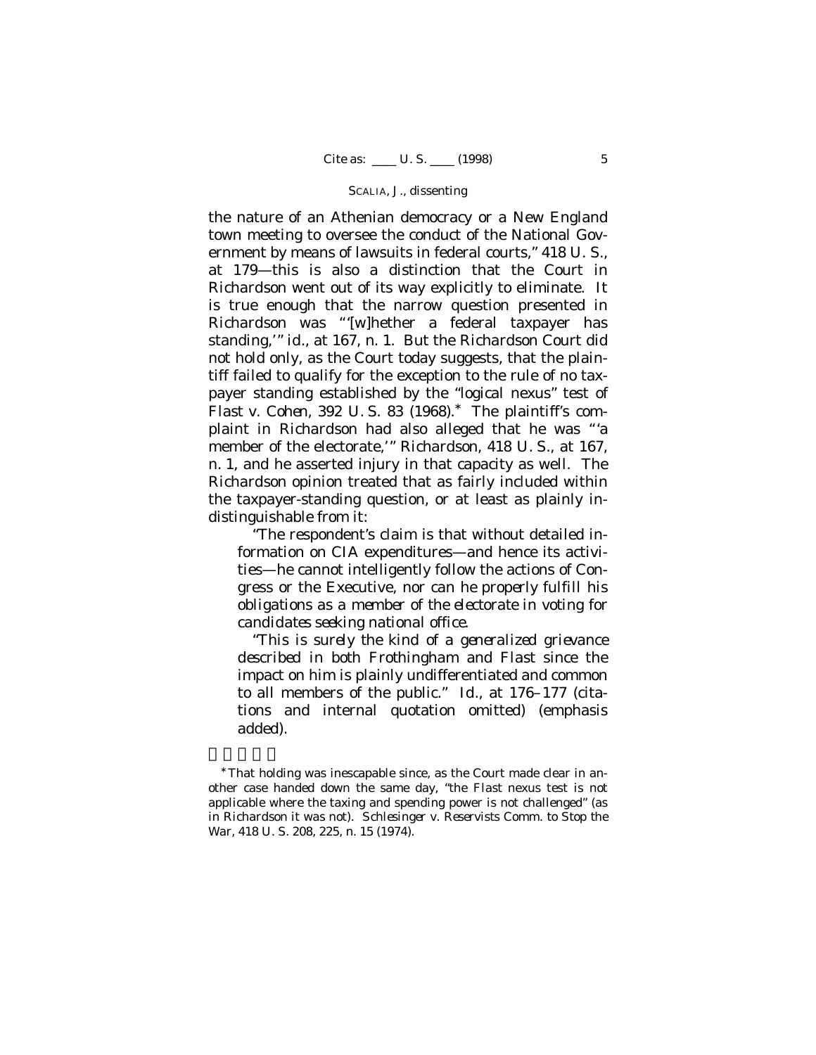the nature of an Athenian democracy or a New England town meeting to oversee the conduct of the National Government by means of lawsuits in federal courts," 418 U. S., at 179—this is also a distinction that the Court in *Richardson* went out of its way explicitly to eliminate. It is true enough that the narrow question presented in *Richardson* was "'[w]hether a federal taxpayer has standing,'" *id.*, at 167, n. 1. But the *Richardson* Court did not hold only, as the Court today suggests, that the plaintiff failed to qualify for the exception to the rule of no taxpayer standing established by the "logical nexus" test of *Flast* v. *Cohen*, 392 U. S. 83 (1968).* The plaintiff's complaint in *Richardson* had also alleged that he was "'a member of the electorate,'" *Richardson*, 418 U. S., at 167, n. 1, and he asserted injury in that capacity as well. The *Richardson* opinion treated that as fairly included within the taxpayer-standing question, or at least as plainly indistinguishable from it:

> "The respondent's claim is that without detailed information on CIA expenditures—and hence its activities—he cannot intelligently follow the actions of Congress or the Executive, nor can he properly fulfill his obligations as a *member of the electorate in voting for candidates seeking national office*.
>
> "This is surely the kind of a *generalized grievance* described in both *Frothingham* and *Flast* since the impact on him is plainly *undifferentiated and common to all members of the public*." *Id.*, at 176–177 (citations and internal quotation omitted) (emphasis added).

---

*That holding was inescapable since, as the Court made clear in another case handed down the same day, "the *Flast* nexus test is not applicable where the taxing and spending power is not challenged" (as in *Richardson* it was not). *Schlesinger* v. *Reservists Comm. to Stop the War*, 418 U. S. 208, 225, n. 15 (1974).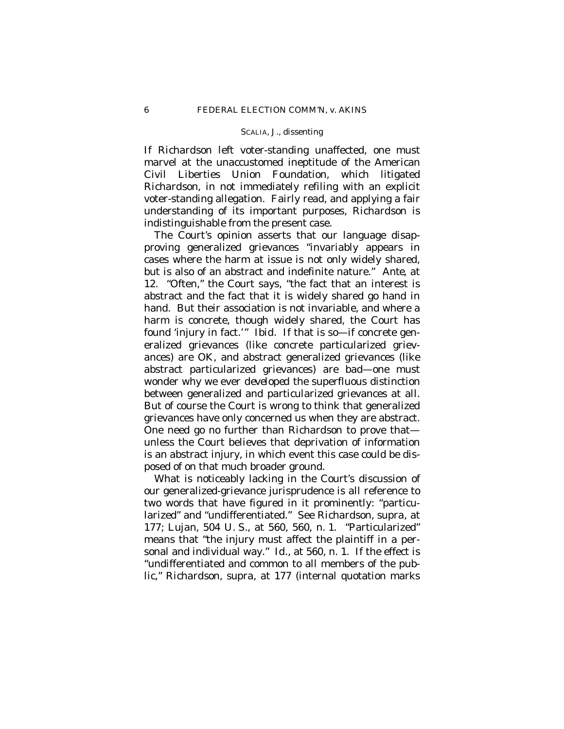If *Richardson* left voter-standing unaffected, one must marvel at the unaccustomed ineptitude of the American Civil Liberties Union Foundation, which litigated *Richardson*, in not immediately refiling with an explicit voter-standing allegation. Fairly read, and applying a fair understanding of its important purposes, *Richardson* is indistinguishable from the present case.

The Court's opinion asserts that our language disapproving generalized grievances "invariably appears in cases where the harm at issue is not only widely shared, but is also of an abstract and indefinite nature." *Ante*, at 12. "Often," the Court says, "the fact that an interest is abstract and the fact that it is widely shared go hand in hand. But their association is not invariable, and where a harm is concrete, though widely shared, the Court has found 'injury in fact.'" *Ibid.* If that is so—if concrete generalized grievances (like concrete particularized grievances) are OK, and abstract generalized grievances (like abstract particularized grievances) are bad—one must wonder why we ever *developed* the superfluous distinction between generalized and particularized grievances at all. But of course the Court is wrong to think that generalized grievances have only concerned us when they are abstract. One need go no further than *Richardson* to prove that—unless the Court believes that deprivation of information is an abstract injury, in which event this case could be disposed of on that much broader ground.

What is noticeably lacking in the Court's discussion of our generalized-grievance jurisprudence is all reference to two words that have figured in it prominently: "particularized" and "undifferentiated." See *Richardson*, *supra*, at 177; *Lujan*, 504 U. S., at 560, 560, n. 1. "Particularized" means that "the injury must affect the plaintiff in a personal and individual way." *Id.*, at 560, n. 1. If the effect is "undifferentiated and common to all members of the public," *Richardson*, *supra*, at 177 (internal quotation marks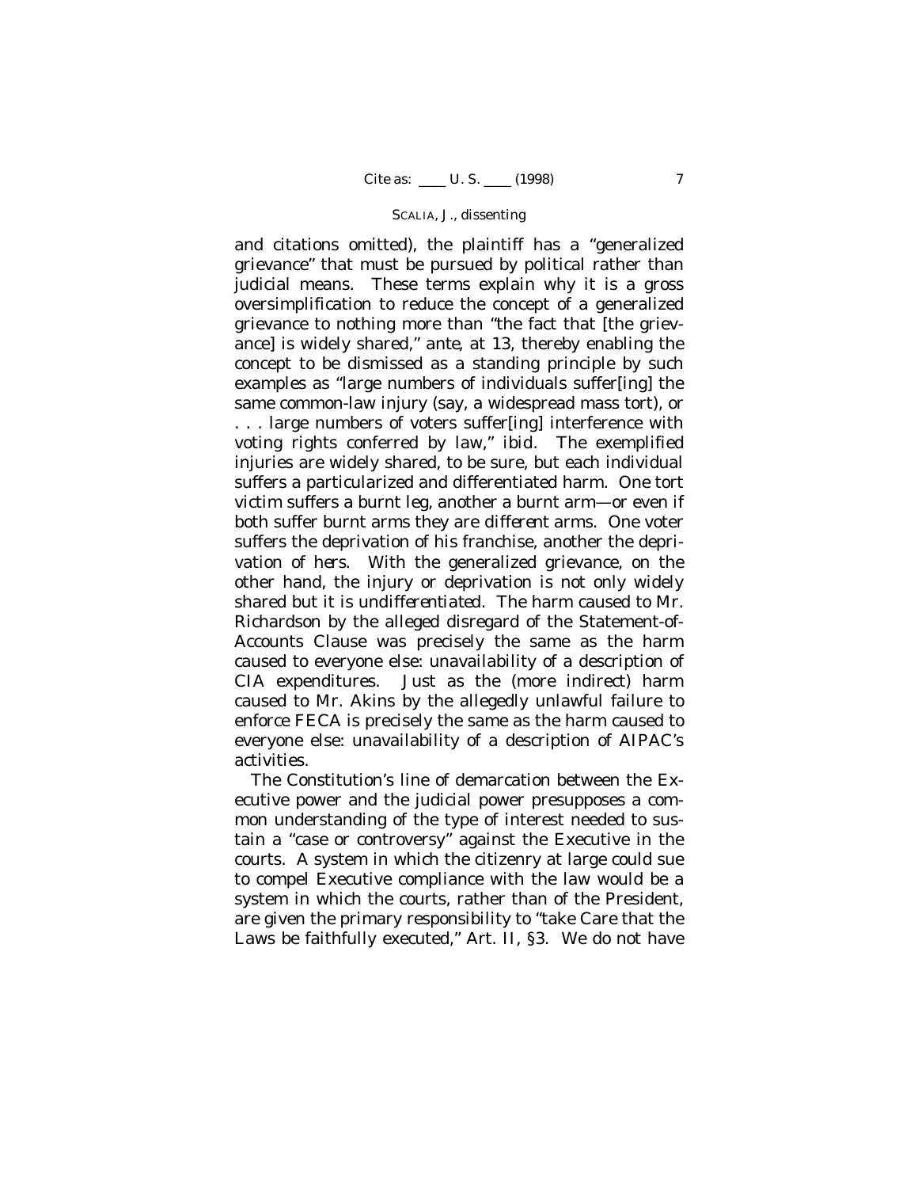and citations omitted), the plaintiff has a "generalized grievance" that must be pursued by political rather than judicial means. These terms explain why it is a gross oversimplification to reduce the concept of a generalized grievance to nothing more than "the fact that [the grievance] is widely shared," *ante*, at 13, thereby enabling the concept to be dismissed as a standing principle by such examples as "large numbers of individuals suffer[ing] the same common-law injury (say, a widespread mass tort), or . . . large numbers of voters suffer[ing] interference with voting rights conferred by law," *ibid.* The exemplified injuries are widely shared, to be sure, but each individual suffers a particularized and differentiated harm. One tort victim suffers a burnt leg, another a burnt arm—or even if both suffer burnt arms they are *different* arms. One voter suffers the deprivation of *his* franchise, another the deprivation of *hers*. With the generalized grievance, on the other hand, the injury or deprivation is not only widely shared but it is *undifferentiated*. The harm caused to Mr. Richardson by the alleged disregard of the Statement-of-Accounts Clause was precisely the same as the harm caused to everyone else: unavailability of a description of CIA expenditures. Just as the (more indirect) harm caused to Mr. Akins by the allegedly unlawful failure to enforce FECA is precisely the same as the harm caused to everyone else: unavailability of a description of AIPAC's activities.

The Constitution's line of demarcation between the Executive power and the judicial power presupposes a common understanding of the type of interest needed to sustain a "case or controversy" against the Executive in the courts. A system in which the citizenry at large could sue to compel Executive compliance with the law would be a system in which the courts, rather than of the President, are given the primary responsibility to "take Care that the Laws be faithfully executed," Art. II, §3. We do not have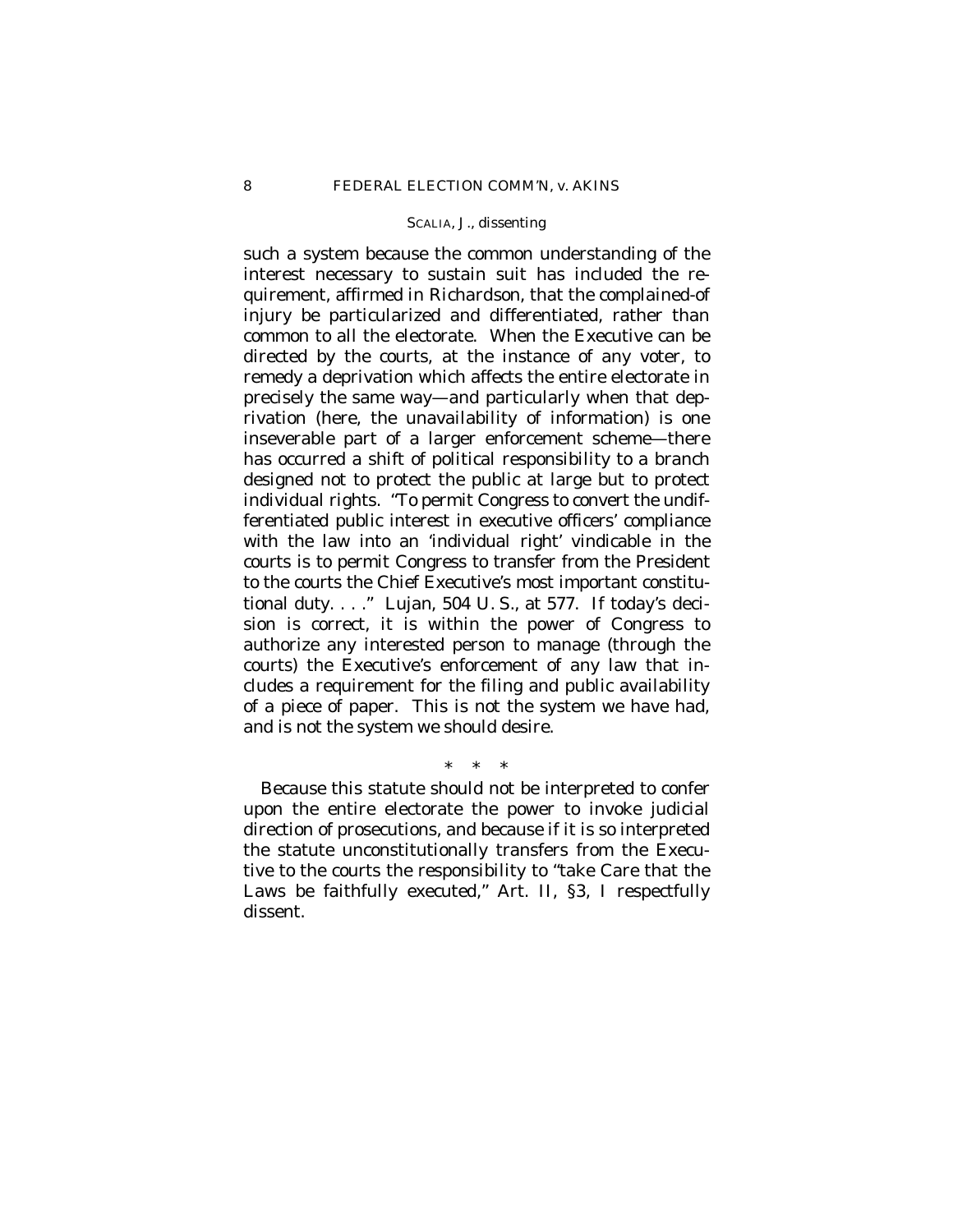such a system because the common understanding of the interest necessary to sustain suit has included the requirement, affirmed in *Richardson*, that the complained-of injury be particularized and differentiated, rather than common to all the electorate. When the Executive can be directed by the courts, at the instance of any voter, to remedy a deprivation which affects the entire electorate in precisely the same way—and particularly when that deprivation (here, the unavailability of information) is one inseverable part of a larger enforcement scheme—there has occurred a shift of political responsibility to a branch designed not to protect the public at large but to protect individual rights. "To permit Congress to convert the undifferentiated public interest in executive officers' compliance with the law into an 'individual right' vindicable in the courts is to permit Congress to transfer from the President to the courts the Chief Executive's most important constitutional duty. . . ." *Lujan*, 504 U. S., at 577. If today's decision is correct, it is within the power of Congress to authorize any interested person to manage (through the courts) the Executive's enforcement of any law that includes a requirement for the filing and public availability of a piece of paper. This is not the system we have had, and is not the system we should desire.

\* \* \*

Because this statute should not be interpreted to confer upon the entire electorate the power to invoke judicial direction of prosecutions, and because if it is so interpreted the statute unconstitutionally transfers from the Executive to the courts the responsibility to "take Care that the Laws be faithfully executed," Art. II, §3, I respectfully dissent.